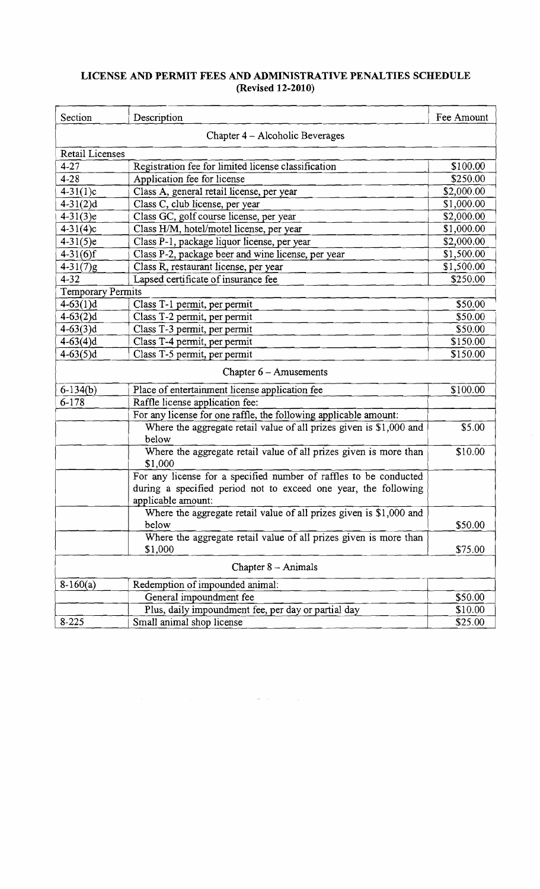# LICENSE AND PERMIT FEES AND ADMINISTRATIVE PENALTIES SCHEDULE
## (Revised 12-2010)

| Section | Description | Fee Amount |
|---|---|---|
| | Chapter 4 – Alcoholic Beverages | |
| Retail Licenses | | |
| 4-27 | Registration fee for limited license classification | $100.00 |
| 4-28 | Application fee for license | $250.00 |
| 4-31(1)c | Class A, general retail license, per year | $2,000.00 |
| 4-31(2)d | Class C, club license, per year | $1,000.00 |
| 4-31(3)e | Class GC, golf course license, per year | $2,000.00 |
| 4-31(4)c | Class H/M, hotel/motel license, per year | $1,000.00 |
| 4-31(5)e | Class P-1, package liquor license, per year | $2,000.00 |
| 4-31(6)f | Class P-2, package beer and wine license, per year | $1,500.00 |
| 4-31(7)g | Class R, restaurant license, per year | $1,500.00 |
| 4-32 | Lapsed certificate of insurance fee | $250.00 |
| Temporary Permits | | |
| 4-63(1)d | Class T-1 permit, per permit | $50.00 |
| 4-63(2)d | Class T-2 permit, per permit | $50.00 |
| 4-63(3)d | Class T-3 permit, per permit | $50.00 |
| 4-63(4)d | Class T-4 permit, per permit | $150.00 |
| 4-63(5)d | Class T-5 permit, per permit | $150.00 |
| | Chapter 6 – Amusements | |
| 6-134(b) | Place of entertainment license application fee | $100.00 |
| 6-178 | Raffle license application fee: | |
| | For any license for one raffle, the following applicable amount: | |
| | Where the aggregate retail value of all prizes given is $1,000 and below | $5.00 |
| | Where the aggregate retail value of all prizes given is more than $1,000 | $10.00 |
| | For any license for a specified number of raffles to be conducted during a specified period not to exceed one year, the following applicable amount: | |
| | Where the aggregate retail value of all prizes given is $1,000 and below | $50.00 |
| | Where the aggregate retail value of all prizes given is more than $1,000 | $75.00 |
| | Chapter 8 – Animals | |
| 8-160(a) | Redemption of impounded animal: | |
| | General impoundment fee | $50.00 |
| | Plus, daily impoundment fee, per day or partial day | $10.00 |
| 8-225 | Small animal shop license | $25.00 |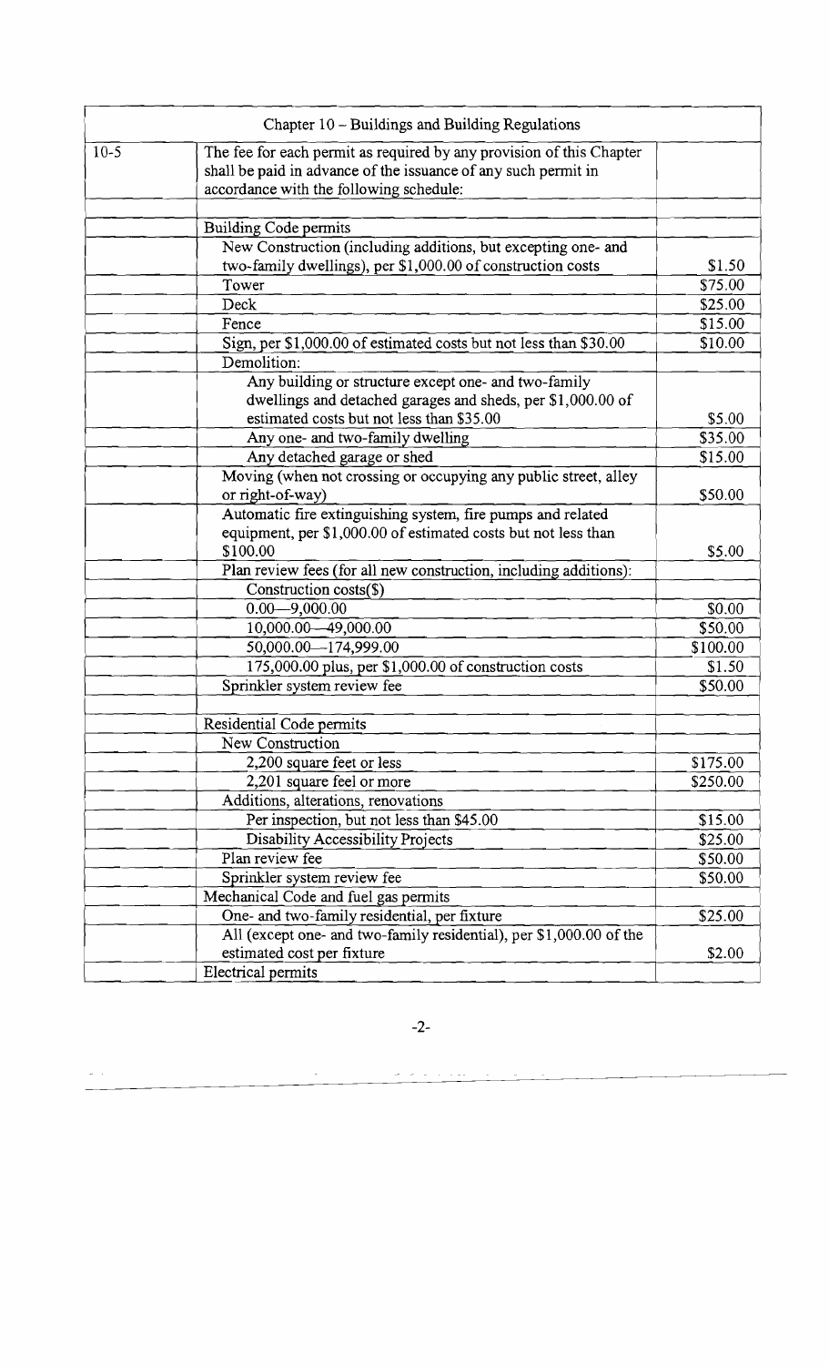| Chapter 10 – Buildings and Building Regulations | | |
|---|---|---|
| 10-5 | The fee for each permit as required by any provision of this Chapter shall be paid in advance of the issuance of any such permit in accordance with the following schedule: | |
| | | |
| | Building Code permits | |
| | New Construction (including additions, but excepting one- and two-family dwellings), per $1,000.00 of construction costs | $1.50 |
| | Tower | $75.00 |
| | Deck | $25.00 |
| | Fence | $15.00 |
| | Sign, per $1,000.00 of estimated costs but not less than $30.00 | $10.00 |
| | Demolition: | |
| | Any building or structure except one- and two-family dwellings and detached garages and sheds, per $1,000.00 of estimated costs but not less than $35.00 | $5.00 |
| | Any one- and two-family dwelling | $35.00 |
| | Any detached garage or shed | $15.00 |
| | Moving (when not crossing or occupying any public street, alley or right-of-way) | $50.00 |
| | Automatic fire extinguishing system, fire pumps and related equipment, per $1,000.00 of estimated costs but not less than $100.00 | $5.00 |
| | Plan review fees (for all new construction, including additions): | |
| | Construction costs($) | |
| | 0.00—9,000.00 | $0.00 |
| | 10,000.00—49,000.00 | $50.00 |
| | 50,000.00—174,999.00 | $100.00 |
| | 175,000.00 plus, per $1,000.00 of construction costs | $1.50 |
| | Sprinkler system review fee | $50.00 |
| | | |
| | Residential Code permits | |
| | New Construction | |
| | 2,200 square feet or less | $175.00 |
| | 2,201 square feel or more | $250.00 |
| | Additions, alterations, renovations | |
| | Per inspection, but not less than $45.00 | $15.00 |
| | Disability Accessibility Projects | $25.00 |
| | Plan review fee | $50.00 |
| | Sprinkler system review fee | $50.00 |
| | Mechanical Code and fuel gas permits | |
| | One- and two-family residential, per fixture | $25.00 |
| | All (except one- and two-family residential), per $1,000.00 of the estimated cost per fixture | $2.00 |
| | Electrical permits | |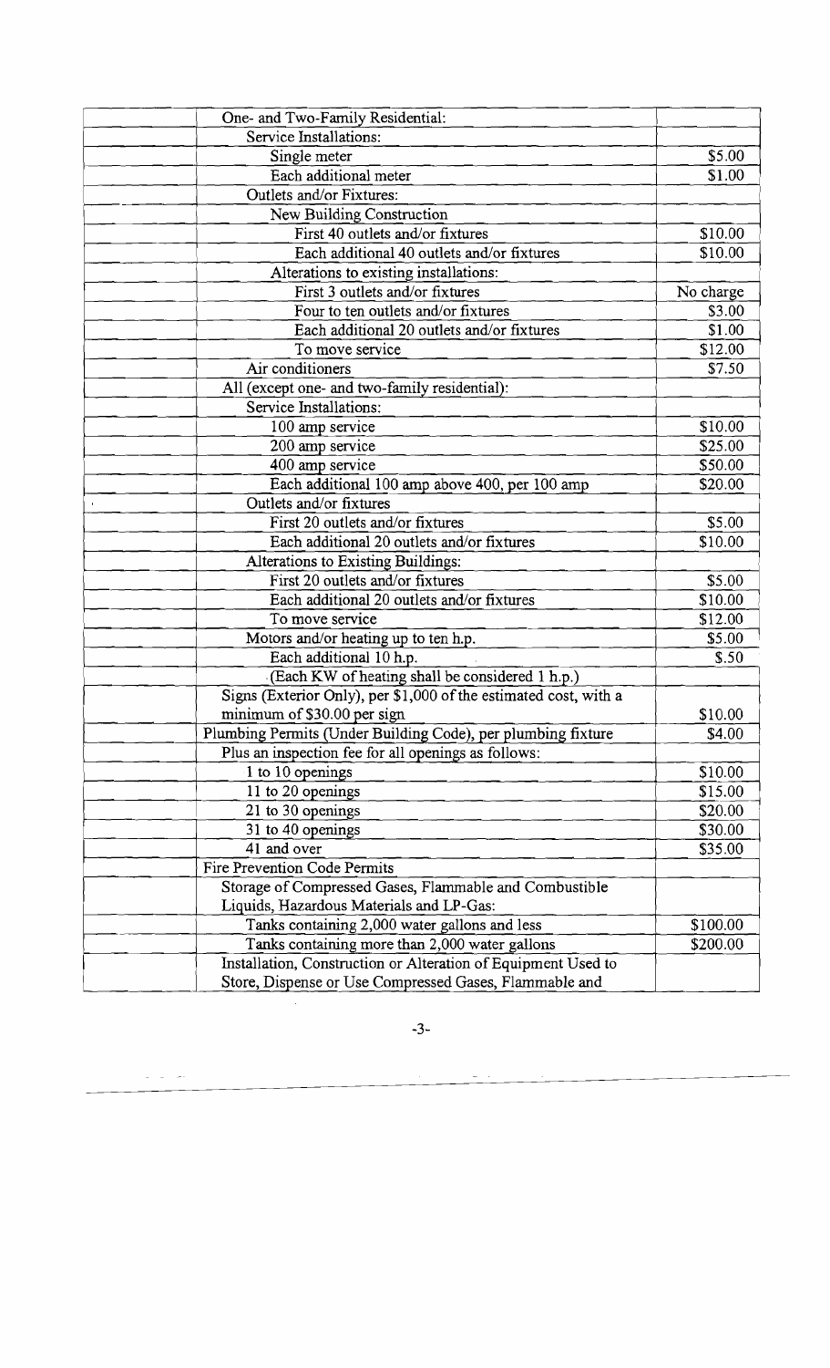| | | |
|---|---|---|
| | One- and Two-Family Residential: | |
| | Service Installations: | |
| | Single meter | \$5.00 |
| | Each additional meter | \$1.00 |
| | Outlets and/or Fixtures: | |
| | New Building Construction | |
| | First 40 outlets and/or fixtures | \$10.00 |
| | Each additional 40 outlets and/or fixtures | \$10.00 |
| | Alterations to existing installations: | |
| | First 3 outlets and/or fixtures | No charge |
| | Four to ten outlets and/or fixtures | \$3.00 |
| | Each additional 20 outlets and/or fixtures | \$1.00 |
| | To move service | \$12.00 |
| | Air conditioners | \$7.50 |
| | All (except one- and two-family residential): | |
| | Service Installations: | |
| | 100 amp service | \$10.00 |
| | 200 amp service | \$25.00 |
| | 400 amp service | \$50.00 |
| | Each additional 100 amp above 400, per 100 amp | \$20.00 |
| | Outlets and/or fixtures | |
| | First 20 outlets and/or fixtures | \$5.00 |
| | Each additional 20 outlets and/or fixtures | \$10.00 |
| | Alterations to Existing Buildings: | |
| | First 20 outlets and/or fixtures | \$5.00 |
| | Each additional 20 outlets and/or fixtures | \$10.00 |
| | To move service | \$12.00 |
| | Motors and/or heating up to ten h.p. | \$5.00 |
| | Each additional 10 h.p. | \$.50 |
| | (Each KW of heating shall be considered 1 h.p.) | |
| | Signs (Exterior Only), per \$1,000 of the estimated cost, with a minimum of \$30.00 per sign | \$10.00 |
| | Plumbing Permits (Under Building Code), per plumbing fixture | \$4.00 |
| | Plus an inspection fee for all openings as follows: | |
| | 1 to 10 openings | \$10.00 |
| | 11 to 20 openings | \$15.00 |
| | 21 to 30 openings | \$20.00 |
| | 31 to 40 openings | \$30.00 |
| | 41 and over | \$35.00 |
| | Fire Prevention Code Permits | |
| | Storage of Compressed Gases, Flammable and Combustible Liquids, Hazardous Materials and LP-Gas: | |
| | Tanks containing 2,000 water gallons and less | \$100.00 |
| | Tanks containing more than 2,000 water gallons | \$200.00 |
| | Installation, Construction or Alteration of Equipment Used to Store, Dispense or Use Compressed Gases, Flammable and | |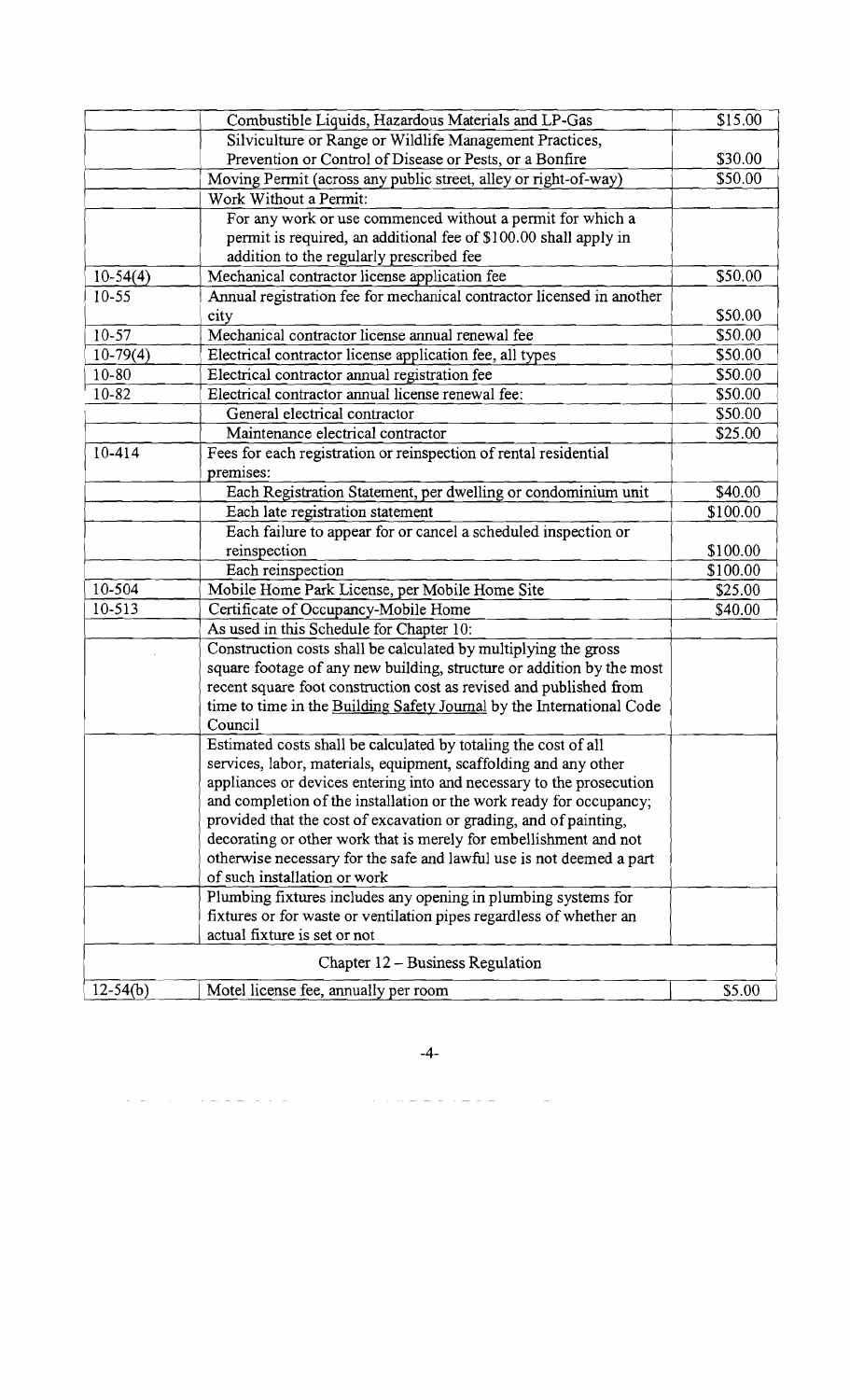| | | |
|---|---|---|
| | Combustible Liquids, Hazardous Materials and LP-Gas | $15.00 |
| | Silviculture or Range or Wildlife Management Practices, Prevention or Control of Disease or Pests, or a Bonfire | $30.00 |
| | Moving Permit (across any public street, alley or right-of-way) | $50.00 |
| | Work Without a Permit: | |
| | For any work or use commenced without a permit for which a permit is required, an additional fee of $100.00 shall apply in addition to the regularly prescribed fee | |
| 10-54(4) | Mechanical contractor license application fee | $50.00 |
| 10-55 | Annual registration fee for mechanical contractor licensed in another city | $50.00 |
| 10-57 | Mechanical contractor license annual renewal fee | $50.00 |
| 10-79(4) | Electrical contractor license application fee, all types | $50.00 |
| 10-80 | Electrical contractor annual registration fee | $50.00 |
| 10-82 | Electrical contractor annual license renewal fee: | $50.00 |
| | General electrical contractor | $50.00 |
| | Maintenance electrical contractor | $25.00 |
| 10-414 | Fees for each registration or reinspection of rental residential premises: | |
| | Each Registration Statement, per dwelling or condominium unit | $40.00 |
| | Each late registration statement | $100.00 |
| | Each failure to appear for or cancel a scheduled inspection or reinspection | $100.00 |
| | Each reinspection | $100.00 |
| 10-504 | Mobile Home Park License, per Mobile Home Site | $25.00 |
| 10-513 | Certificate of Occupancy-Mobile Home | $40.00 |
| | As used in this Schedule for Chapter 10: | |
| | Construction costs shall be calculated by multiplying the gross square footage of any new building, structure or addition by the most recent square foot construction cost as revised and published from time to time in the Building Safety Journal by the International Code Council | |
| | Estimated costs shall be calculated by totaling the cost of all services, labor, materials, equipment, scaffolding and any other appliances or devices entering into and necessary to the prosecution and completion of the installation or the work ready for occupancy; provided that the cost of excavation or grading, and of painting, decorating or other work that is merely for embellishment and not otherwise necessary for the safe and lawful use is not deemed a part of such installation or work | |
| | Plumbing fixtures includes any opening in plumbing systems for fixtures or for waste or ventilation pipes regardless of whether an actual fixture is set or not | |
| | **Chapter 12 – Business Regulation** | |
| 12-54(b) | Motel license fee, annually per room | $5.00 |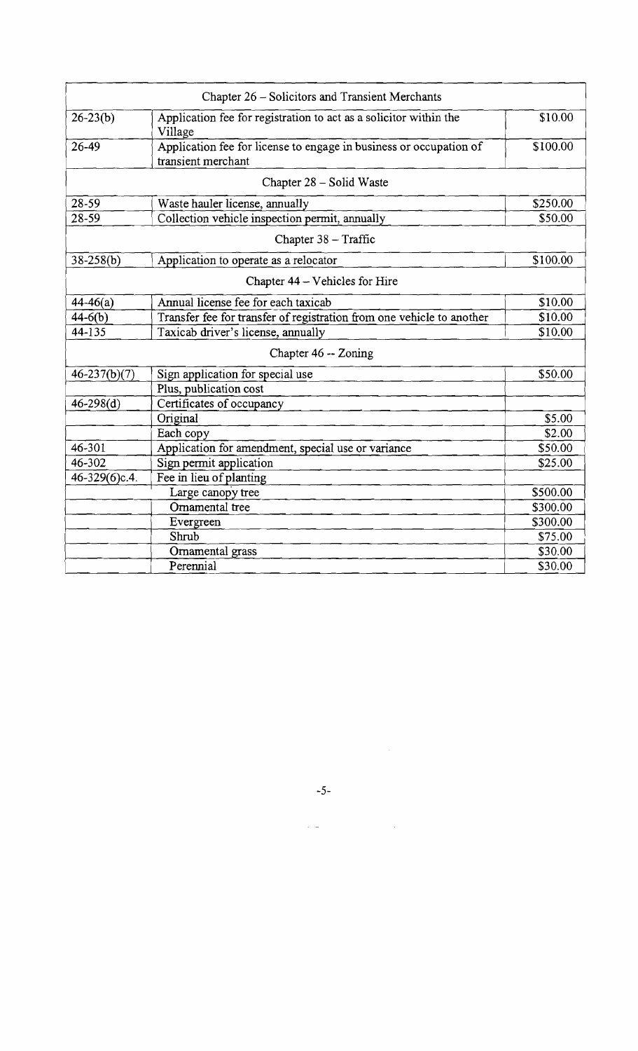| | | |
|---|---|---|
| Chapter 26 – Solicitors and Transient Merchants | | |
| 26-23(b) | Application fee for registration to act as a solicitor within the Village | \$10.00 |
| 26-49 | Application fee for license to engage in business or occupation of transient merchant | \$100.00 |
| Chapter 28 – Solid Waste | | |
| 28-59 | Waste hauler license, annually | \$250.00 |
| 28-59 | Collection vehicle inspection permit, annually | \$50.00 |
| Chapter 38 – Traffic | | |
| 38-258(b) | Application to operate as a relocator | \$100.00 |
| Chapter 44 – Vehicles for Hire | | |
| 44-46(a) | Annual license fee for each taxicab | \$10.00 |
| 44-6(b) | Transfer fee for transfer of registration from one vehicle to another | \$10.00 |
| 44-135 | Taxicab driver's license, annually | \$10.00 |
| Chapter 46 -- Zoning | | |
| 46-237(b)(7) | Sign application for special use | \$50.00 |
| | Plus, publication cost | |
| 46-298(d) | Certificates of occupancy | |
| | Original | \$5.00 |
| | Each copy | \$2.00 |
| 46-301 | Application for amendment, special use or variance | \$50.00 |
| 46-302 | Sign permit application | \$25.00 |
| 46-329(6)c.4. | Fee in lieu of planting | |
| | Large canopy tree | \$500.00 |
| | Ornamental tree | \$300.00 |
| | Evergreen | \$300.00 |
| | Shrub | \$75.00 |
| | Ornamental grass | \$30.00 |
| | Perennial | \$30.00 |